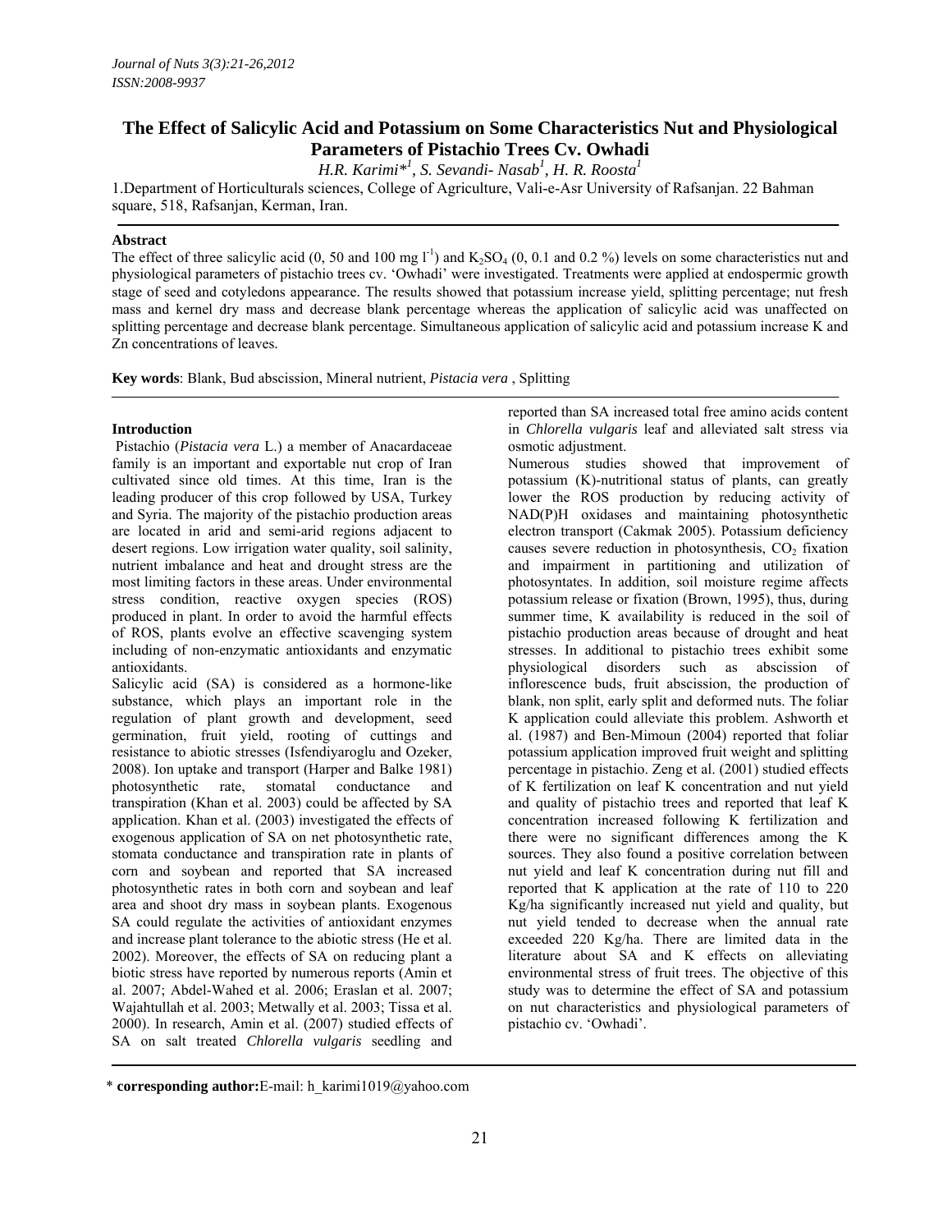# The Effect of Salicylic Acid and Potassium on Some Characteristics Nut and Physiological Parameters of Pistachio Trees Cv. Owhadi

*H.R. Karimi*[*1], S. Sevandi- Nasab[1], H. R. Roosta[1]*

1.Department of Horticulturals sciences, College of Agriculture, Vali-e-Asr University of Rafsanjan. 22 Bahman square, 518, Rafsanjan, Kerman, Iran.

**Abstract**

The effect of three salicylic acid (0, 50 and 100 mg $l^{-1}$) and $K_2SO_4$ (0, 0.1 and 0.2 %) levels on some characteristics nut and physiological parameters of pistachio trees cv. 'Owhadi' were investigated. Treatments were applied at endospermic growth stage of seed and cotyledons appearance. The results showed that potassium increase yield, splitting percentage; nut fresh mass and kernel dry mass and decrease blank percentage whereas the application of salicylic acid was unaffected on splitting percentage and decrease blank percentage. Simultaneous application of salicylic acid and potassium increase K and Zn concentrations of leaves.

**Key words**: Blank, Bud abscission, Mineral nutrient, *Pistacia vera* , Splitting

## Introduction

Pistachio (*Pistacia vera* L.) a member of Anacardaceae family is an important and exportable nut crop of Iran cultivated since old times. At this time, Iran is the leading producer of this crop followed by USA, Turkey and Syria. The majority of the pistachio production areas are located in arid and semi-arid regions adjacent to desert regions. Low irrigation water quality, soil salinity, nutrient imbalance and heat and drought stress are the most limiting factors in these areas. Under environmental stress condition, reactive oxygen species (ROS) produced in plant. In order to avoid the harmful effects of ROS, plants evolve an effective scavenging system including of non-enzymatic antioxidants and enzymatic antioxidants.

Salicylic acid (SA) is considered as a hormone-like substance, which plays an important role in the regulation of plant growth and development, seed germination, fruit yield, rooting of cuttings and resistance to abiotic stresses (Isfendiyaroglu and Ozeker, 2008). Ion uptake and transport (Harper and Balke 1981) photosynthetic rate, stomatal conductance and transpiration (Khan et al. 2003) could be affected by SA application. Khan et al. (2003) investigated the effects of exogenous application of SA on net photosynthetic rate, stomata conductance and transpiration rate in plants of corn and soybean and reported that SA increased photosynthetic rates in both corn and soybean and leaf area and shoot dry mass in soybean plants. Exogenous SA could regulate the activities of antioxidant enzymes and increase plant tolerance to the abiotic stress (He et al. 2002). Moreover, the effects of SA on reducing plant a biotic stress have reported by numerous reports (Amin et al. 2007; Abdel-Wahed et al. 2006; Eraslan et al. 2007; Wajahtullah et al. 2003; Metwally et al. 2003; Tissa et al. 2000). In research, Amin et al. (2007) studied effects of SA on salt treated *Chlorella vulgaris* seedling and reported than SA increased total free amino acids content in *Chlorella vulgaris* leaf and alleviated salt stress via osmotic adjustment.

Numerous studies showed that improvement of potassium (K)-nutritional status of plants, can greatly lower the ROS production by reducing activity of NAD(P)H oxidases and maintaining photosynthetic electron transport (Cakmak 2005). Potassium deficiency causes severe reduction in photosynthesis, $CO_2$ fixation and impairment in partitioning and utilization of photosyntates. In addition, soil moisture regime affects potassium release or fixation (Brown, 1995), thus, during summer time, K availability is reduced in the soil of pistachio production areas because of drought and heat stresses. In additional to pistachio trees exhibit some physiological disorders such as abscission of inflorescence buds, fruit abscission, the production of blank, non split, early split and deformed nuts. The foliar K application could alleviate this problem. Ashworth et al. (1987) and Ben-Mimoun (2004) reported that foliar potassium application improved fruit weight and splitting percentage in pistachio. Zeng et al. (2001) studied effects of K fertilization on leaf K concentration and nut yield and quality of pistachio trees and reported that leaf K concentration increased following K fertilization and there were no significant differences among the K sources. They also found a positive correlation between nut yield and leaf K concentration during nut fill and reported that K application at the rate of 110 to 220 Kg/ha significantly increased nut yield and quality, but nut yield tended to decrease when the annual rate exceeded 220 Kg/ha. There are limited data in the literature about SA and K effects on alleviating environmental stress of fruit trees. The objective of this study was to determine the effect of SA and potassium on nut characteristics and physiological parameters of pistachio cv. 'Owhadi'.

---

\* **corresponding author:**E-mail: h_karimi1019@yahoo.com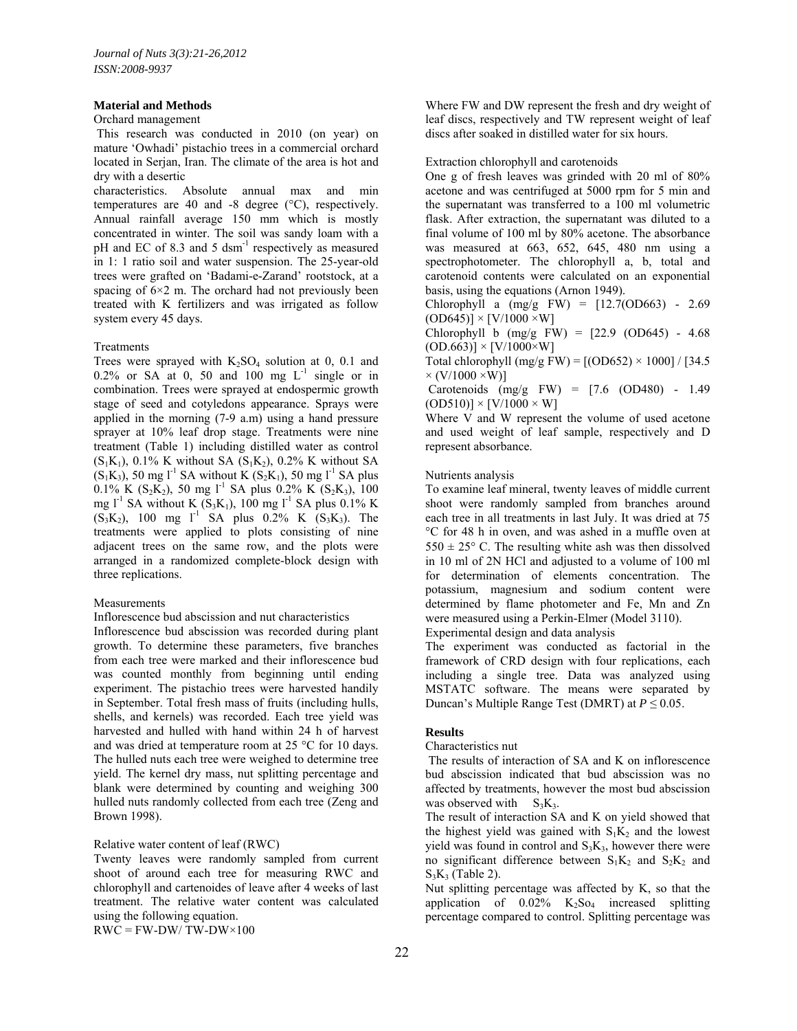**Material and Methods**

Orchard management

This research was conducted in 2010 (on year) on mature 'Owhadi' pistachio trees in a commercial orchard located in Serjan, Iran. The climate of the area is hot and dry with a desertic characteristics. Absolute annual max and min temperatures are 40 and -8 degree (°C), respectively. Annual rainfall average 150 mm which is mostly concentrated in winter. The soil was sandy loam with a pH and EC of 8.3 and 5 $dsm^{-1}$ respectively as measured in 1: 1 ratio soil and water suspension. The 25-year-old trees were grafted on 'Badami-e-Zarand' rootstock, at a spacing of 6×2 m. The orchard had not previously been treated with K fertilizers and was irrigated as follow system every 45 days.

Treatments

Trees were sprayed with $K_2SO_4$ solution at 0, 0.1 and 0.2% or SA at 0, 50 and 100 mg $L^{-1}$ single or in combination. Trees were sprayed at endospermic growth stage of seed and cotyledons appearance. Sprays were applied in the morning (7-9 a.m) using a hand pressure sprayer at 10% leaf drop stage. Treatments were nine treatment (Table 1) including distilled water as control ($S_1K_1$), 0.1% K without SA ($S_1K_2$), 0.2% K without SA ($S_1K_3$), 50 mg $l^{-1}$ SA without K ($S_2K_1$), 50 mg $l^{-1}$ SA plus 0.1% K ($S_2K_2$), 50 mg $l^{-1}$ SA plus 0.2% K ($S_2K_3$), 100 mg $l^{-1}$ SA without K ($S_3K_1$), 100 mg $l^{-1}$ SA plus 0.1% K ($S_3K_2$), 100 mg $l^{-1}$ SA plus 0.2% K ($S_3K_3$). The treatments were applied to plots consisting of nine adjacent trees on the same row, and the plots were arranged in a randomized complete-block design with three replications.

Measurements

Inflorescence bud abscission and nut characteristics

Inflorescence bud abscission was recorded during plant growth. To determine these parameters, five branches from each tree were marked and their inflorescence bud was counted monthly from beginning until ending experiment. The pistachio trees were harvested handily in September. Total fresh mass of fruits (including hulls, shells, and kernels) was recorded. Each tree yield was harvested and hulled with hand within 24 h of harvest and was dried at temperature room at 25 °C for 10 days. The hulled nuts each tree were weighed to determine tree yield. The kernel dry mass, nut splitting percentage and blank were determined by counting and weighing 300 hulled nuts randomly collected from each tree (Zeng and Brown 1998).

Relative water content of leaf (RWC)

Twenty leaves were randomly sampled from current shoot of around each tree for measuring RWC and chlorophyll and cartenoides of leave after 4 weeks of last treatment. The relative water content was calculated using the following equation.

$RWC = FW\text{-}DW/ TW\text{-}DW \times 100$

Where FW and DW represent the fresh and dry weight of leaf discs, respectively and TW represent weight of leaf discs after soaked in distilled water for six hours.

Extraction chlorophyll and carotenoids

One g of fresh leaves was grinded with 20 ml of 80% acetone and was centrifuged at 5000 rpm for 5 min and the supernatant was transferred to a 100 ml volumetric flask. After extraction, the supernatant was diluted to a final volume of 100 ml by 80% acetone. The absorbance was measured at 663, 652, 645, 480 nm using a spectrophotometer. The chlorophyll a, b, total and carotenoid contents were calculated on an exponential basis, using the equations (Arnon 1949).

Chlorophyll a (mg/g FW) = $[12.7(OD663) - 2.69 (OD645)] \times [V/1000 \times W]$

Chlorophyll b (mg/g FW) = $[22.9 (OD645) - 4.68 (OD.663)] \times [V/1000 \times W]$

Total chlorophyll (mg/g FW) = $[(OD652) \times 1000] / [34.5 \times (V/1000 \times W)]$

Carotenoids (mg/g FW) = $[7.6 (OD480) - 1.49 (OD510)] \times [V/1000 \times W]$

Where V and W represent the volume of used acetone and used weight of leaf sample, respectively and D represent absorbance.

Nutrients analysis

To examine leaf mineral, twenty leaves of middle current shoot were randomly sampled from branches around each tree in all treatments in last July. It was dried at 75 °C for 48 h in oven, and was ashed in a muffle oven at 550 ± 25° C. The resulting white ash was then dissolved in 10 ml of 2N HCl and adjusted to a volume of 100 ml for determination of elements concentration. The potassium, magnesium and sodium content were determined by flame photometer and Fe, Mn and Zn were measured using a Perkin-Elmer (Model 3110).

Experimental design and data analysis

The experiment was conducted as factorial in the framework of CRD design with four replications, each including a single tree. Data was analyzed using MSTATC software. The means were separated by Duncan's Multiple Range Test (DMRT) at $P \leq 0.05$.

**Results**

Characteristics nut

The results of interaction of SA and K on inflorescence bud abscission indicated that bud abscission was no affected by treatments, however the most bud abscission was observed with $S_3K_3$.

The result of interaction SA and K on yield showed that the highest yield was gained with $S_1K_2$ and the lowest yield was found in control and $S_3K_3$, however there were no significant difference between $S_1K_2$ and $S_2K_2$ and $S_3K_3$ (Table 2).

Nut splitting percentage was affected by K, so that the application of 0.02% $K_2So_4$ increased splitting percentage compared to control. Splitting percentage was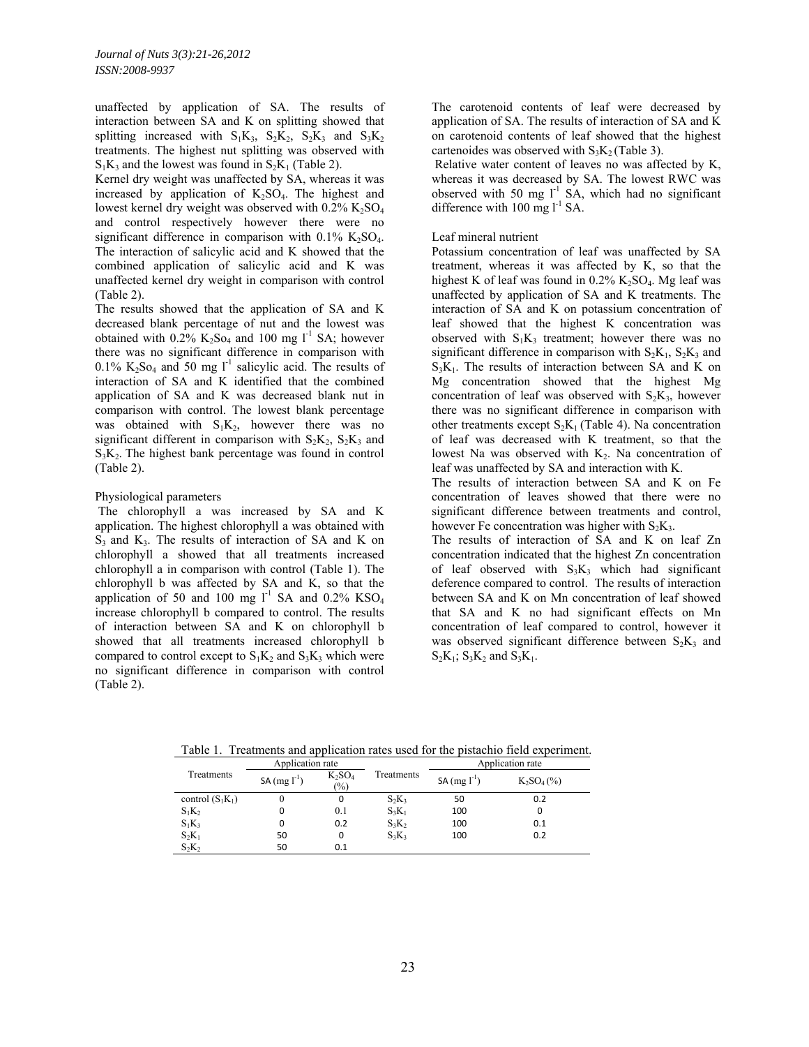unaffected by application of SA. The results of interaction between SA and K on splitting showed that splitting increased with $S_1K_3$, $S_2K_2$, $S_2K_3$ and $S_3K_2$ treatments. The highest nut splitting was observed with $S_1K_3$ and the lowest was found in $S_2K_1$ (Table 2).

Kernel dry weight was unaffected by SA, whereas it was increased by application of $K_2SO_4$. The highest and lowest kernel dry weight was observed with 0.2% $K_2SO_4$ and control respectively however there were no significant difference in comparison with 0.1% $K_2SO_4$. The interaction of salicylic acid and K showed that the combined application of salicylic acid and K was unaffected kernel dry weight in comparison with control (Table 2).

The results showed that the application of SA and K decreased blank percentage of nut and the lowest was obtained with 0.2% $K_2So_4$ and 100 mg $l^{-1}$ SA; however there was no significant difference in comparison with 0.1% $K_2So_4$ and 50 mg $l^{-1}$ salicylic acid. The results of interaction of SA and K identified that the combined application of SA and K was decreased blank nut in comparison with control. The lowest blank percentage was obtained with $S_1K_2$, however there was no significant different in comparison with $S_2K_2$, $S_2K_3$ and $S_3K_2$. The highest bank percentage was found in control (Table 2).

Physiological parameters

The chlorophyll a was increased by SA and K application. The highest chlorophyll a was obtained with $S_3$ and $K_3$. The results of interaction of SA and K on chlorophyll a showed that all treatments increased chlorophyll a in comparison with control (Table 1). The chlorophyll b was affected by SA and K, so that the application of 50 and 100 mg $l^{-1}$ SA and 0.2% $KSO_4$ increase chlorophyll b compared to control. The results of interaction between SA and K on chlorophyll b showed that all treatments increased chlorophyll b compared to control except to $S_1K_2$ and $S_3K_3$ which were no significant difference in comparison with control (Table 2).

The carotenoid contents of leaf were decreased by application of SA. The results of interaction of SA and K on carotenoid contents of leaf showed that the highest cartenoides was observed with $S_3K_2$ (Table 3).

Relative water content of leaves no was affected by K, whereas it was decreased by SA. The lowest RWC was observed with 50 mg $l^{-1}$ SA, which had no significant difference with 100 mg $l^{-1}$ SA.

Leaf mineral nutrient

Potassium concentration of leaf was unaffected by SA treatment, whereas it was affected by K, so that the highest K of leaf was found in 0.2% $K_2SO_4$. Mg leaf was unaffected by application of SA and K treatments. The interaction of SA and K on potassium concentration of leaf showed that the highest K concentration was observed with $S_1K_3$ treatment; however there was no significant difference in comparison with $S_2K_1$, $S_2K_3$ and $S_3K_1$. The results of interaction between SA and K on Mg concentration showed that the highest Mg concentration of leaf was observed with $S_2K_3$, however there was no significant difference in comparison with other treatments except $S_2K_1$ (Table 4). Na concentration of leaf was decreased with K treatment, so that the lowest Na was observed with $K_2$. Na concentration of leaf was unaffected by SA and interaction with K.

The results of interaction between SA and K on Fe concentration of leaves showed that there were no significant difference between treatments and control, however Fe concentration was higher with $S_2K_3$.

The results of interaction of SA and K on leaf Zn concentration indicated that the highest Zn concentration of leaf observed with $S_3K_3$ which had significant deference compared to control. The results of interaction between SA and K on Mn concentration of leaf showed that SA and K no had significant effects on Mn concentration of leaf compared to control, however it was observed significant difference between $S_2K_3$ and $S_2K_1$; $S_3K_2$ and $S_3K_1$.

Table 1. Treatments and application rates used for the pistachio field experiment.

| Treatments | Application rate | | Treatments | Application rate | |
|---|---|---|---|---|---|
| | SA (mg $l^{-1}$) | $K_2SO_4$ (%) | | SA (mg $l^{-1}$) | $K_2SO_4$ (%) |
| control ($S_1K_1$) | 0 | 0 | $S_2K_3$ | 50 | 0.2 |
| $S_1K_2$ | 0 | 0.1 | $S_3K_1$ | 100 | 0 |
| $S_1K_3$ | 0 | 0.2 | $S_3K_2$ | 100 | 0.1 |
| $S_2K_1$ | 50 | 0 | $S_3K_3$ | 100 | 0.2 |
| $S_2K_2$ | 50 | 0.1 | | | |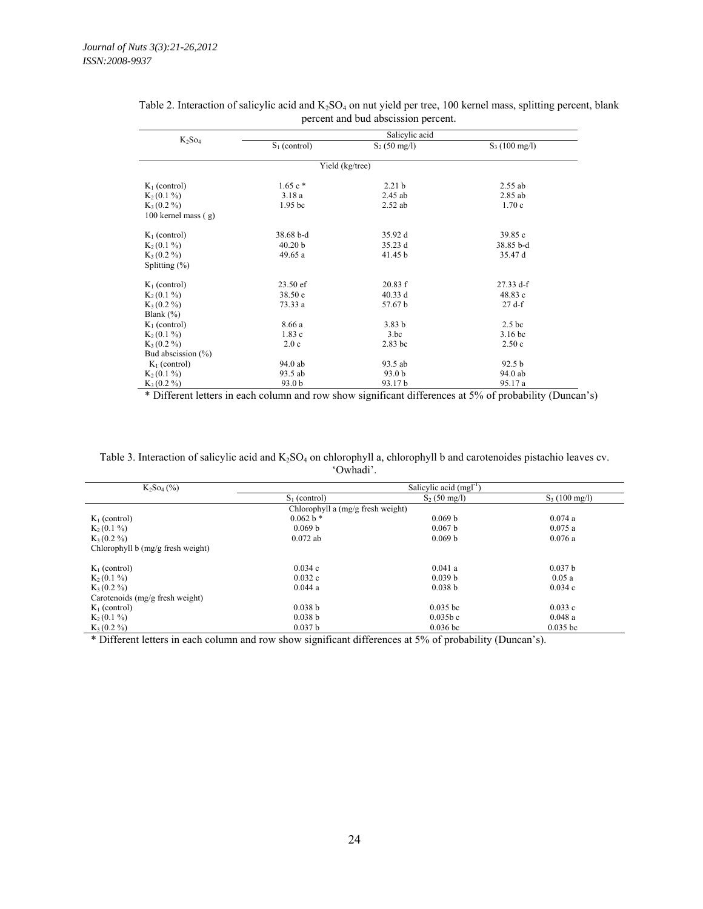Table 2. Interaction of salicylic acid and $K_2SO_4$ on nut yield per tree, 100 kernel mass, splitting percent, blank percent and bud abscission percent.

| $K_2So_4$ | Salicylic acid | | |
|---|---|---|---|
| | $S_1$ (control) | $S_2$ (50 mg/l) | $S_3$ (100 mg/l) |
| | Yield (kg/tree) | | |
| $K_1$ (control) | 1.65 c * | 2.21 b | 2.55 ab |
| $K_2$ (0.1 %) | 3.18 a | 2.45 ab | 2.85 ab |
| $K_3$ (0.2 %) | 1.95 bc | 2.52 ab | 1.70 c |
| 100 kernel mass ( g) | | | |
| $K_1$ (control) | 38.68 b-d | 35.92 d | 39.85 c |
| $K_2$ (0.1 %) | 40.20 b | 35.23 d | 38.85 b-d |
| $K_3$ (0.2 %) | 49.65 a | 41.45 b | 35.47 d |
| Splitting (%) | | | |
| $K_1$ (control) | 23.50 ef | 20.83 f | 27.33 d-f |
| $K_2$ (0.1 %) | 38.50 e | 40.33 d | 48.83 c |
| $K_3$ (0.2 %) | 73.33 a | 57.67 b | 27 d-f |
| Blank (%) | | | |
| $K_1$ (control) | 8.66 a | 3.83 b | 2.5 bc |
| $K_2$ (0.1 %) | 1.83 c | 3.bc | 3.16 bc |
| $K_3$ (0.2 %) | 2.0 c | 2.83 bc | 2.50 c |
| Bud abscission (%) | | | |
| $K_1$ (control) | 94.0 ab | 93.5 ab | 92.5 b |
| $K_2$ (0.1 %) | 93.5 ab | 93.0 b | 94.0 ab |
| $K_3$ (0.2 %) | 93.0 b | 93.17 b | 95.17 a |

* Different letters in each column and row show significant differences at 5% of probability (Duncan's)

Table 3. Interaction of salicylic acid and $K_2SO_4$ on chlorophyll a, chlorophyll b and carotenoides pistachio leaves cv. 'Owhadi'.

| $K_2So_4$ (%) | Salicylic acid ($mgl^{-1}$) | | |
|---|---|---|---|
| | $S_1$ (control) | $S_2$ (50 mg/l) | $S_3$ (100 mg/l) |
| | Chlorophyll a (mg/g fresh weight) | | |
| $K_1$ (control) | 0.062 b * | 0.069 b | 0.074 a |
| $K_2$ (0.1 %) | 0.069 b | 0.067 b | 0.075 a |
| $K_3$ (0.2 %) | 0.072 ab | 0.069 b | 0.076 a |
| Chlorophyll b (mg/g fresh weight) | | | |
| $K_1$ (control) | 0.034 c | 0.041 a | 0.037 b |
| $K_2$ (0.1 %) | 0.032 c | 0.039 b | 0.05 a |
| $K_3$ (0.2 %) | 0.044 a | 0.038 b | 0.034 c |
| Carotenoids (mg/g fresh weight) | | | |
| $K_1$ (control) | 0.038 b | 0.035 bc | 0.033 c |
| $K_2$ (0.1 %) | 0.038 b | 0.035b c | 0.048 a |
| $K_3$ (0.2 %) | 0.037 b | 0.036 bc | 0.035 bc |

* Different letters in each column and row show significant differences at 5% of probability (Duncan's).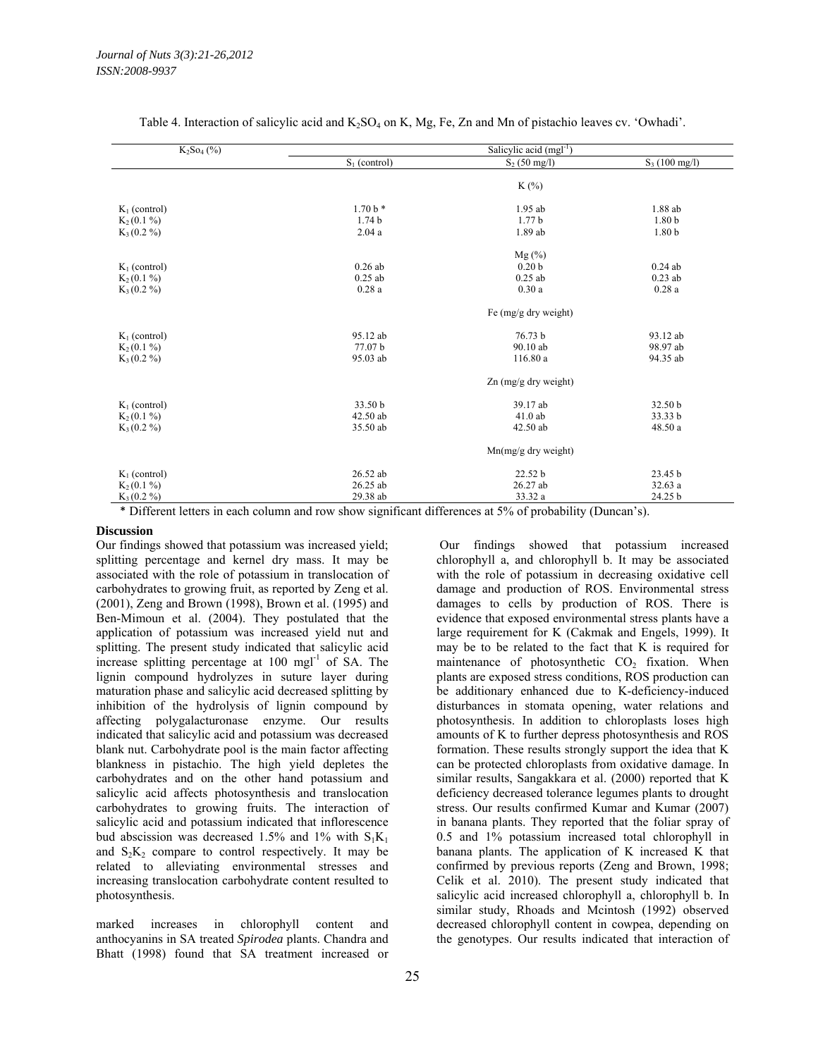Table 4. Interaction of salicylic acid and $K_2SO_4$ on K, Mg, Fe, Zn and Mn of pistachio leaves cv. 'Owhadi'.

| $K_2So_4$ (%) | Salicylic acid ($mgl^{-1}$) | | |
|---|---|---|---|
| | $S_1$ (control) | $S_2$ (50 mg/l) | $S_3$ (100 mg/l) |
| | | K (%) | |
| $K_1$ (control) | 1.70 b * | 1.95 ab | 1.88 ab |
| $K_2$ (0.1 %) | 1.74 b | 1.77 b | 1.80 b |
| $K_3$ (0.2 %) | 2.04 a | 1.89 ab | 1.80 b |
| | | Mg (%) | |
| $K_1$ (control) | 0.26 ab | 0.20 b | 0.24 ab |
| $K_2$ (0.1 %) | 0.25 ab | 0.25 ab | 0.23 ab |
| $K_3$ (0.2 %) | 0.28 a | 0.30 a | 0.28 a |
| | | Fe (mg/g dry weight) | |
| $K_1$ (control) | 95.12 ab | 76.73 b | 93.12 ab |
| $K_2$ (0.1 %) | 77.07 b | 90.10 ab | 98.97 ab |
| $K_3$ (0.2 %) | 95.03 ab | 116.80 a | 94.35 ab |
| | | Zn (mg/g dry weight) | |
| $K_1$ (control) | 33.50 b | 39.17 ab | 32.50 b |
| $K_2$ (0.1 %) | 42.50 ab | 41.0 ab | 33.33 b |
| $K_3$ (0.2 %) | 35.50 ab | 42.50 ab | 48.50 a |
| | | Mn(mg/g dry weight) | |
| $K_1$ (control) | 26.52 ab | 22.52 b | 23.45 b |
| $K_2$ (0.1 %) | 26.25 ab | 26.27 ab | 32.63 a |
| $K_3$ (0.2 %) | 29.38 ab | 33.32 a | 24.25 b |

* Different letters in each column and row show significant differences at 5% of probability (Duncan's).

**Discussion**

Our findings showed that potassium was increased yield; splitting percentage and kernel dry mass. It may be associated with the role of potassium in translocation of carbohydrates to growing fruit, as reported by Zeng et al. (2001), Zeng and Brown (1998), Brown et al. (1995) and Ben-Mimoun et al. (2004). They postulated that the application of potassium was increased yield nut and splitting. The present study indicated that salicylic acid increase splitting percentage at 100 $mgl^{-1}$ of SA. The lignin compound hydrolyzes in suture layer during maturation phase and salicylic acid decreased splitting by inhibition of the hydrolysis of lignin compound by affecting polygalacturonase enzyme. Our results indicated that salicylic acid and potassium was decreased blank nut. Carbohydrate pool is the main factor affecting blankness in pistachio. The high yield depletes the carbohydrates and on the other hand potassium and salicylic acid affects photosynthesis and translocation carbohydrates to growing fruits. The interaction of salicylic acid and potassium indicated that inflorescence bud abscission was decreased 1.5% and 1% with $S_1K_1$ and $S_2K_2$ compare to control respectively. It may be related to alleviating environmental stresses and increasing translocation carbohydrate content resulted to photosynthesis.

marked increases in chlorophyll content and anthocyanins in SA treated *Spirodea* plants. Chandra and Bhatt (1998) found that SA treatment increased or

Our findings showed that potassium increased chlorophyll a, and chlorophyll b. It may be associated with the role of potassium in decreasing oxidative cell damage and production of ROS. Environmental stress damages to cells by production of ROS. There is evidence that exposed environmental stress plants have a large requirement for K (Cakmak and Engels, 1999). It may be to be related to the fact that K is required for maintenance of photosynthetic $CO_2$ fixation. When plants are exposed stress conditions, ROS production can be additionary enhanced due to K-deficiency-induced disturbances in stomata opening, water relations and photosynthesis. In addition to chloroplasts loses high amounts of K to further depress photosynthesis and ROS formation. These results strongly support the idea that K can be protected chloroplasts from oxidative damage. In similar results, Sangakkara et al. (2000) reported that K deficiency decreased tolerance legumes plants to drought stress. Our results confirmed Kumar and Kumar (2007) in banana plants. They reported that the foliar spray of 0.5 and 1% potassium increased total chlorophyll in banana plants. The application of K increased K that confirmed by previous reports (Zeng and Brown, 1998; Celik et al. 2010). The present study indicated that salicylic acid increased chlorophyll a, chlorophyll b. In similar study, Rhoads and Mcintosh (1992) observed decreased chlorophyll content in cowpea, depending on the genotypes. Our results indicated that interaction of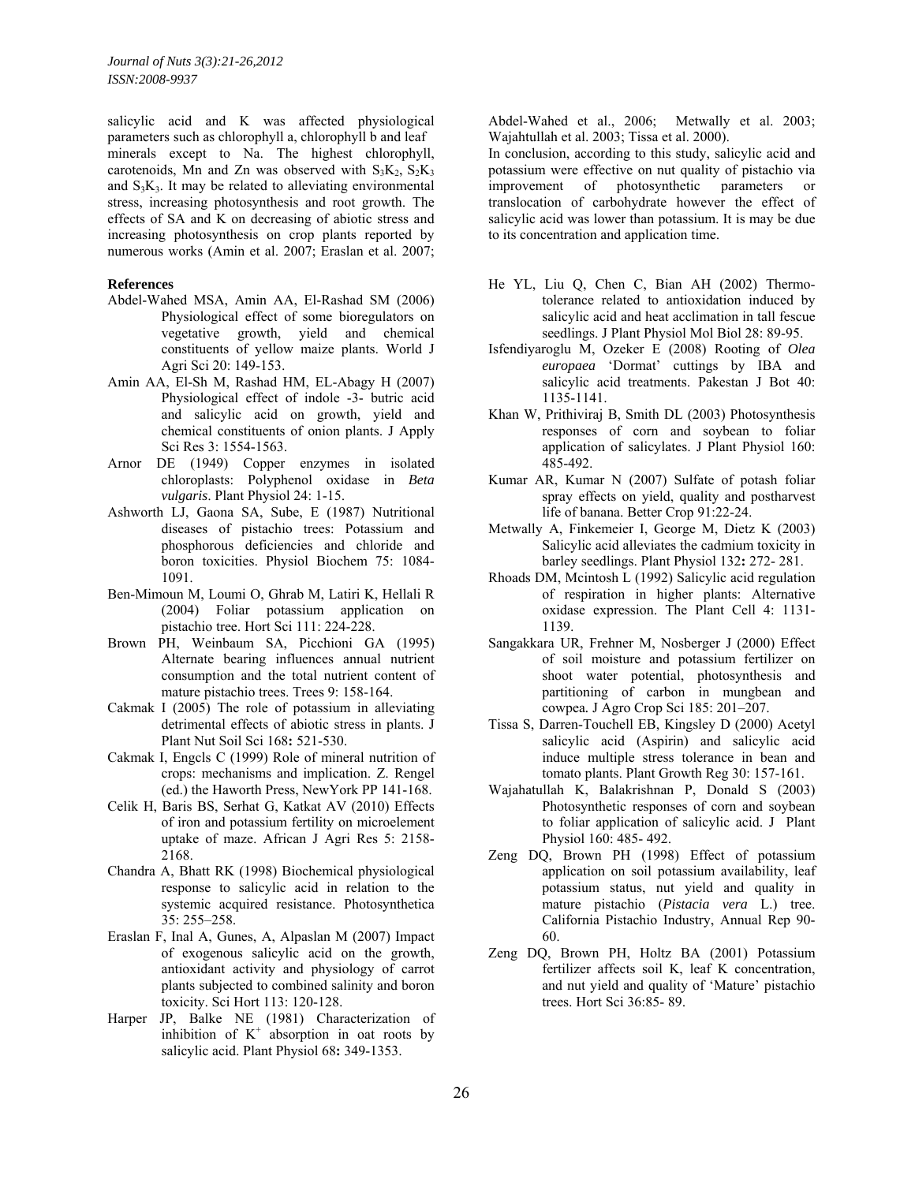salicylic acid and K was affected physiological parameters such as chlorophyll a, chlorophyll b and leaf minerals except to Na. The highest chlorophyll, carotenoids, Mn and Zn was observed with $S_3K_2$, $S_2K_3$ and $S_3K_3$. It may be related to alleviating environmental stress, increasing photosynthesis and root growth. The effects of SA and K on decreasing of abiotic stress and increasing photosynthesis on crop plants reported by numerous works (Amin et al. 2007; Eraslan et al. 2007; Abdel-Wahed et al., 2006; Metwally et al. 2003; Wajahtullah et al. 2003; Tissa et al. 2000).

In conclusion, according to this study, salicylic acid and potassium were effective on nut quality of pistachio via improvement of photosynthetic parameters or translocation of carbohydrate however the effect of salicylic acid was lower than potassium. It is may be due to its concentration and application time.

## References

- Abdel-Wahed MSA, Amin AA, El-Rashad SM (2006) Physiological effect of some bioregulators on vegetative growth, yield and chemical constituents of yellow maize plants. World J Agri Sci 20: 149-153.
- Amin AA, El-Sh M, Rashad HM, EL-Abagy H (2007) Physiological effect of indole -3- butric acid and salicylic acid on growth, yield and chemical constituents of onion plants. J Apply Sci Res 3: 1554-1563.
- Arnor DE (1949) Copper enzymes in isolated chloroplasts: Polyphenol oxidase in *Beta vulgaris*. Plant Physiol 24: 1-15.
- Ashworth LJ, Gaona SA, Sube, E (1987) Nutritional diseases of pistachio trees: Potassium and phosphorous deficiencies and chloride and boron toxicities. Physiol Biochem 75: 1084-1091.
- Ben-Mimoun M, Loumi O, Ghrab M, Latiri K, Hellali R (2004) Foliar potassium application on pistachio tree. Hort Sci 111: 224-228.
- Brown PH, Weinbaum SA, Picchioni GA (1995) Alternate bearing influences annual nutrient consumption and the total nutrient content of mature pistachio trees. Trees 9: 158-164.
- Cakmak I (2005) The role of potassium in alleviating detrimental effects of abiotic stress in plants. J Plant Nut Soil Sci 168**:** 521-530.
- Cakmak I, Engcls C (1999) Role of mineral nutrition of crops: mechanisms and implication. Z. Rengel (ed.) the Haworth Press, NewYork PP 141-168.
- Celik H, Baris BS, Serhat G, Katkat AV (2010) Effects of iron and potassium fertility on microelement uptake of maze. African J Agri Res 5: 2158-2168.
- Chandra A, Bhatt RK (1998) Biochemical physiological response to salicylic acid in relation to the systemic acquired resistance. Photosynthetica 35: 255–258.
- Eraslan F, Inal A, Gunes, A, Alpaslan M (2007) Impact of exogenous salicylic acid on the growth, antioxidant activity and physiology of carrot plants subjected to combined salinity and boron toxicity. Sci Hort 113: 120-128.
- Harper JP, Balke NE (1981) Characterization of inhibition of $K^+$ absorption in oat roots by salicylic acid. Plant Physiol 68**:** 349-1353.
- He YL, Liu Q, Chen C, Bian AH (2002) Thermo-tolerance related to antioxidation induced by salicylic acid and heat acclimation in tall fescue seedlings. J Plant Physiol Mol Biol 28: 89-95.
- Isfendiyaroglu M, Ozeker E (2008) Rooting of *Olea europaea* 'Dormat' cuttings by IBA and salicylic acid treatments. Pakestan J Bot 40: 1135-1141.
- Khan W, Prithiviraj B, Smith DL (2003) Photosynthesis responses of corn and soybean to foliar application of salicylates. J Plant Physiol 160: 485-492.
- Kumar AR, Kumar N (2007) Sulfate of potash foliar spray effects on yield, quality and postharvest life of banana. Better Crop 91:22-24.
- Metwally A, Finkemeier I, George M, Dietz K (2003) Salicylic acid alleviates the cadmium toxicity in barley seedlings. Plant Physiol 132**:** 272- 281.
- Rhoads DM, Mcintosh L (1992) Salicylic acid regulation of respiration in higher plants: Alternative oxidase expression. The Plant Cell 4: 1131-1139.
- Sangakkara UR, Frehner M, Nosberger J (2000) Effect of soil moisture and potassium fertilizer on shoot water potential, photosynthesis and partitioning of carbon in mungbean and cowpea*.* J Agro Crop Sci 185: 201–207.
- Tissa S, Darren-Touchell EB, Kingsley D (2000) Acetyl salicylic acid (Aspirin) and salicylic acid induce multiple stress tolerance in bean and tomato plants. Plant Growth Reg 30: 157-161.
- Wajahatullah K, Balakrishnan P, Donald S (2003) Photosynthetic responses of corn and soybean to foliar application of salicylic acid. J Plant Physiol 160: 485- 492.
- Zeng DQ, Brown PH (1998) Effect of potassium application on soil potassium availability, leaf potassium status, nut yield and quality in mature pistachio (*Pistacia vera* L.) tree. California Pistachio Industry, Annual Rep 90-60.
- Zeng DQ, Brown PH, Holtz BA (2001) Potassium fertilizer affects soil K, leaf K concentration, and nut yield and quality of 'Mature' pistachio trees. Hort Sci 36:85- 89.